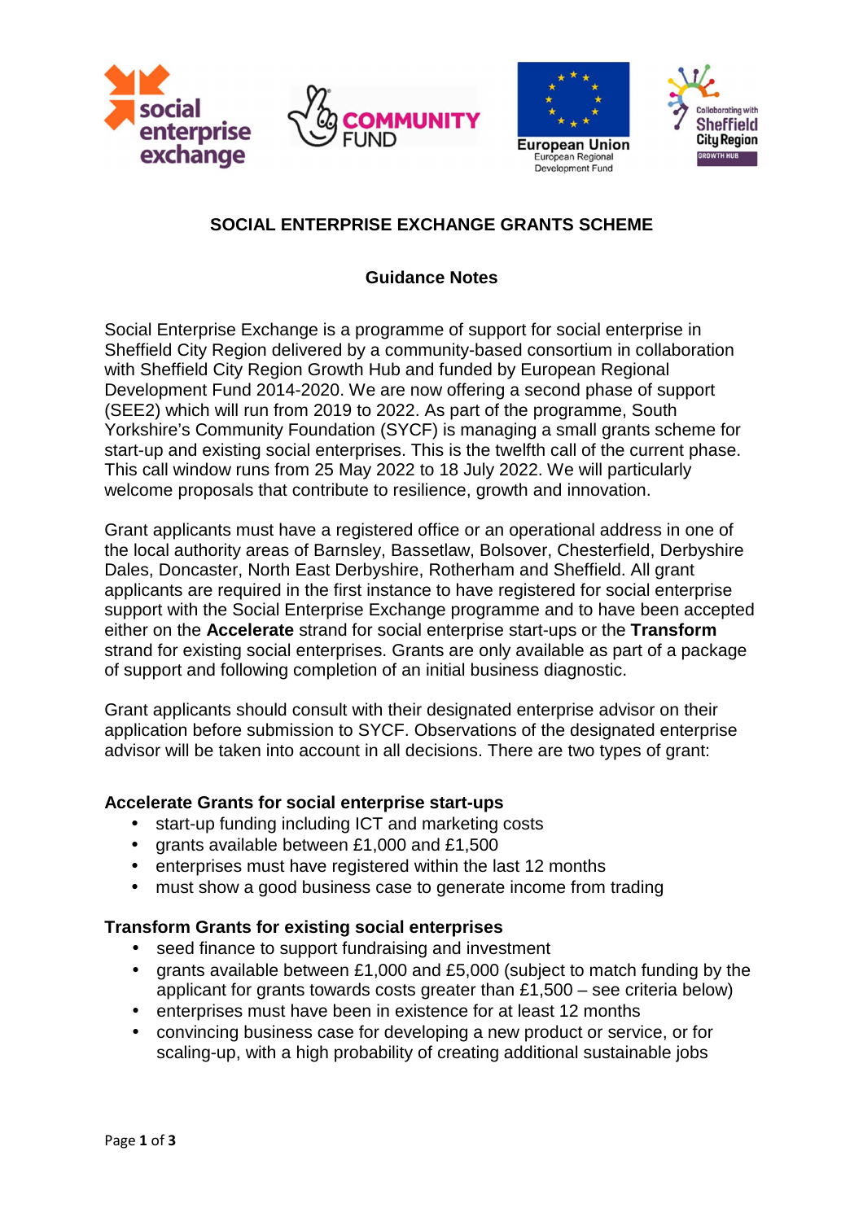# SOCIAL ENTERPRISE EXCHANGE GRANTS SCHEME

## Guidance Notes

Social Enterprise Exchange is a programme of support for social enterprise in Sheffield City Region delivered by a community-based consortium in collaboration with Sheffield City Region Growth Hub and funded by European Regional Development Fund 2014-2020. We are now offering a second phase of support (SEE2) which will run from 2019 to 2022. As part of the programme, South Yorkshire's Community Foundation (SYCF) is managing a small grants scheme for start-up and existing social enterprises. This is the twelfth call of the current phase. This call window runs from 25 May 2022 to 18 July 2022. We will particularly welcome proposals that contribute to resilience, growth and innovation.

Grant applicants must have a registered office or an operational address in one of the local authority areas of Barnsley, Bassetlaw, Bolsover, Chesterfield, Derbyshire Dales, Doncaster, North East Derbyshire, Rotherham and Sheffield. All grant applicants are required in the first instance to have registered for social enterprise support with the Social Enterprise Exchange programme and to have been accepted either on the **Accelerate** strand for social enterprise start-ups or the **Transform** strand for existing social enterprises. Grants are only available as part of a package of support and following completion of an initial business diagnostic.

Grant applicants should consult with their designated enterprise advisor on their application before submission to SYCF. Observations of the designated enterprise advisor will be taken into account in all decisions. There are two types of grant:

### Accelerate Grants for social enterprise start-ups

- start-up funding including ICT and marketing costs
- grants available between £1,000 and £1,500
- enterprises must have registered within the last 12 months
- must show a good business case to generate income from trading

### Transform Grants for existing social enterprises

- seed finance to support fundraising and investment
- grants available between £1,000 and £5,000 (subject to match funding by the applicant for grants towards costs greater than £1,500 – see criteria below)
- enterprises must have been in existence for at least 12 months
- convincing business case for developing a new product or service, or for scaling-up, with a high probability of creating additional sustainable jobs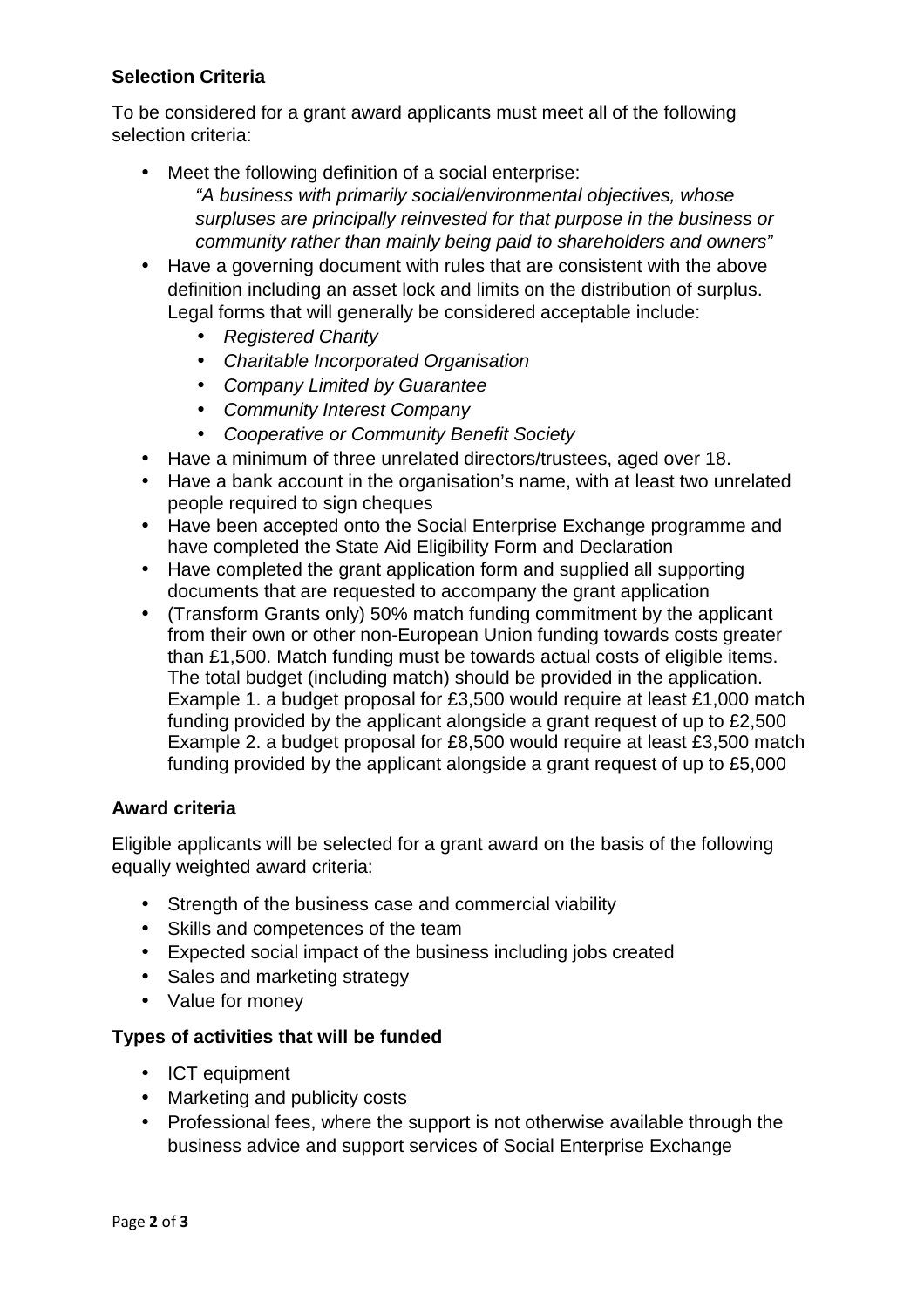### Selection Criteria

To be considered for a grant award applicants must meet all of the following selection criteria:

- Meet the following definition of a social enterprise:
  *"A business with primarily social/environmental objectives, whose surpluses are principally reinvested for that purpose in the business or community rather than mainly being paid to shareholders and owners"*
- Have a governing document with rules that are consistent with the above definition including an asset lock and limits on the distribution of surplus. Legal forms that will generally be considered acceptable include:
  - *Registered Charity*
  - *Charitable Incorporated Organisation*
  - *Company Limited by Guarantee*
  - *Community Interest Company*
  - *Cooperative or Community Benefit Society*
- Have a minimum of three unrelated directors/trustees, aged over 18.
- Have a bank account in the organisation's name, with at least two unrelated people required to sign cheques
- Have been accepted onto the Social Enterprise Exchange programme and have completed the State Aid Eligibility Form and Declaration
- Have completed the grant application form and supplied all supporting documents that are requested to accompany the grant application
- (Transform Grants only) 50% match funding commitment by the applicant from their own or other non-European Union funding towards costs greater than £1,500. Match funding must be towards actual costs of eligible items. The total budget (including match) should be provided in the application. Example 1. a budget proposal for £3,500 would require at least £1,000 match funding provided by the applicant alongside a grant request of up to £2,500 Example 2. a budget proposal for £8,500 would require at least £3,500 match funding provided by the applicant alongside a grant request of up to £5,000

### Award criteria

Eligible applicants will be selected for a grant award on the basis of the following equally weighted award criteria:

- Strength of the business case and commercial viability
- Skills and competences of the team
- Expected social impact of the business including jobs created
- Sales and marketing strategy
- Value for money

### Types of activities that will be funded

- ICT equipment
- Marketing and publicity costs
- Professional fees, where the support is not otherwise available through the business advice and support services of Social Enterprise Exchange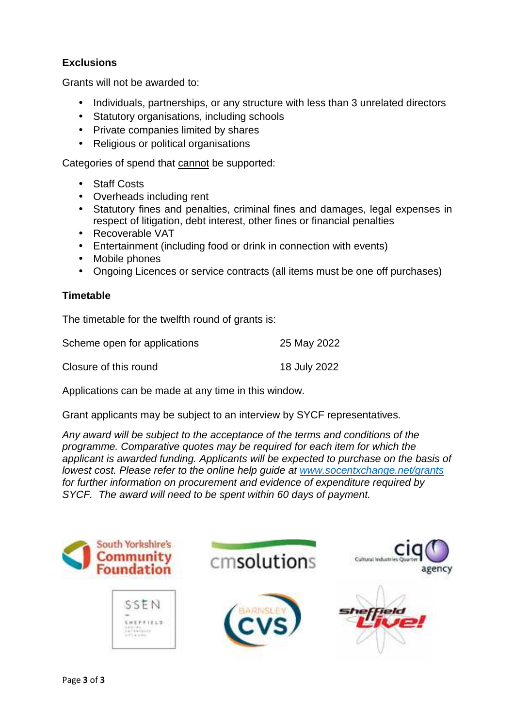## Exclusions

Grants will not be awarded to:

- Individuals, partnerships, or any structure with less than 3 unrelated directors
- Statutory organisations, including schools
- Private companies limited by shares
- Religious or political organisations

Categories of spend that cannot be supported:

- Staff Costs
- Overheads including rent
- Statutory fines and penalties, criminal fines and damages, legal expenses in respect of litigation, debt interest, other fines or financial penalties
- Recoverable VAT
- Entertainment (including food or drink in connection with events)
- Mobile phones
- Ongoing Licences or service contracts (all items must be one off purchases)

## Timetable

The timetable for the twelfth round of grants is:

| | |
|---|---|
| Scheme open for applications | 25 May 2022 |
| Closure of this round | 18 July 2022 |

Applications can be made at any time in this window.

Grant applicants may be subject to an interview by SYCF representatives.

*Any award will be subject to the acceptance of the terms and conditions of the programme. Comparative quotes may be required for each item for which the applicant is awarded funding. Applicants will be expected to purchase on the basis of lowest cost. Please refer to the online help guide at www.socentxchange.net/grants for further information on procurement and evidence of expenditure required by SYCF. The award will need to be spent within 60 days of payment.*